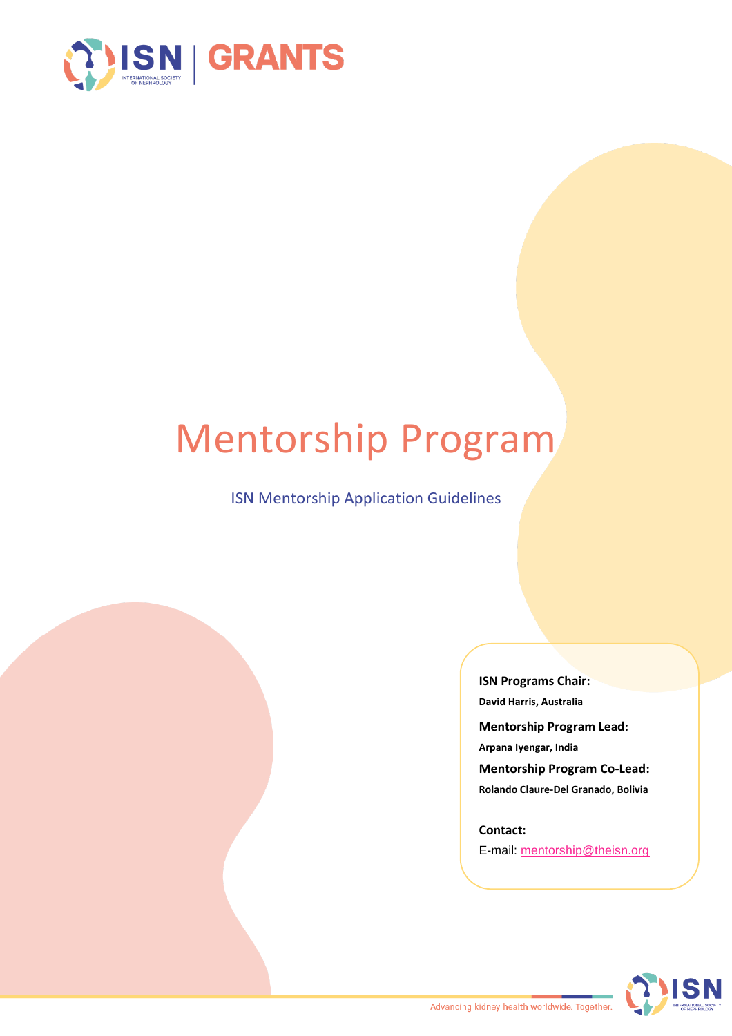ISN | GRANTS

# Mentorship Program

ISN Mentorship Application Guidelines

**ISN Programs Chair:**

**David Harris, Australia**

**Mentorship Program Lead:**

**Arpana Iyengar, India**

**Mentorship Program Co-Lead:**

**Rolando Claure-Del Granado, Bolivia**

**Contact:**

E-mail: mentorship@theisn.org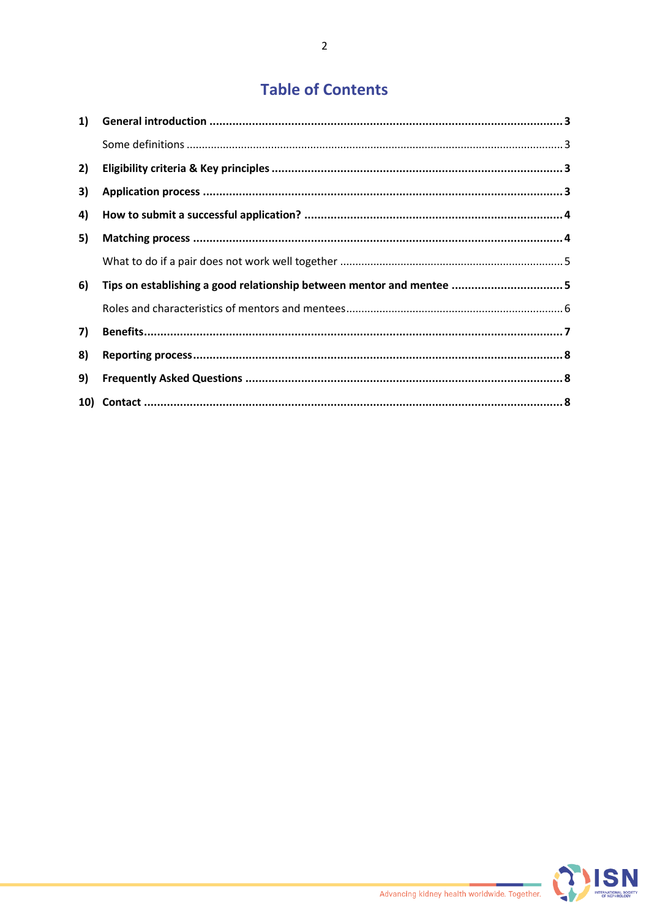# Table of Contents

1) **General introduction** ... 3
   - Some definitions ... 3
2) **Eligibility criteria & Key principles** ... 3
3) **Application process** ... 3
4) **How to submit a successful application?** ... 4
5) **Matching process** ... 4
   - What to do if a pair does not work well together ... 5
6) **Tips on establishing a good relationship between mentor and mentee** ... 5
   - Roles and characteristics of mentors and mentees ... 6
7) **Benefits** ... 7
8) **Reporting process** ... 8
9) **Frequently Asked Questions** ... 8
10) **Contact** ... 8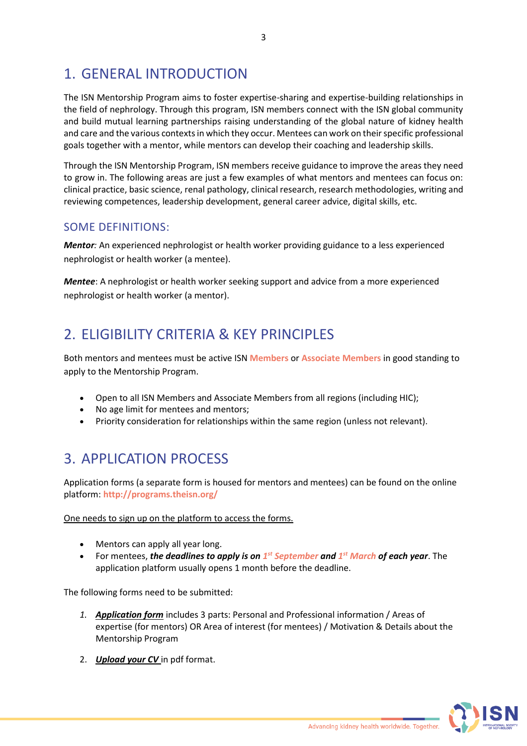# 1. GENERAL INTRODUCTION

The ISN Mentorship Program aims to foster expertise-sharing and expertise-building relationships in the field of nephrology. Through this program, ISN members connect with the ISN global community and build mutual learning partnerships raising understanding of the global nature of kidney health and care and the various contexts in which they occur. Mentees can work on their specific professional goals together with a mentor, while mentors can develop their coaching and leadership skills.

Through the ISN Mentorship Program, ISN members receive guidance to improve the areas they need to grow in. The following areas are just a few examples of what mentors and mentees can focus on: clinical practice, basic science, renal pathology, clinical research, research methodologies, writing and reviewing competences, leadership development, general career advice, digital skills, etc.

## SOME DEFINITIONS:

***Mentor:*** An experienced nephrologist or health worker providing guidance to a less experienced nephrologist or health worker (a mentee).

***Mentee***: A nephrologist or health worker seeking support and advice from a more experienced nephrologist or health worker (a mentor).

# 2. ELIGIBILITY CRITERIA & KEY PRINCIPLES

Both mentors and mentees must be active ISN **Members** or **Associate Members** in good standing to apply to the Mentorship Program.

- Open to all ISN Members and Associate Members from all regions (including HIC);
- No age limit for mentees and mentors;
- Priority consideration for relationships within the same region (unless not relevant).

# 3. APPLICATION PROCESS

Application forms (a separate form is housed for mentors and mentees) can be found on the online platform: **http://programs.theisn.org/**

One needs to sign up on the platform to access the forms.

- Mentors can apply all year long.
- For mentees, ***the deadlines to apply is on 1st September and 1st March of each year***. The application platform usually opens 1 month before the deadline.

The following forms need to be submitted:

1. ***Application form*** includes 3 parts: Personal and Professional information / Areas of expertise (for mentors) OR Area of interest (for mentees) / Motivation & Details about the Mentorship Program
2. ***Upload your CV*** in pdf format.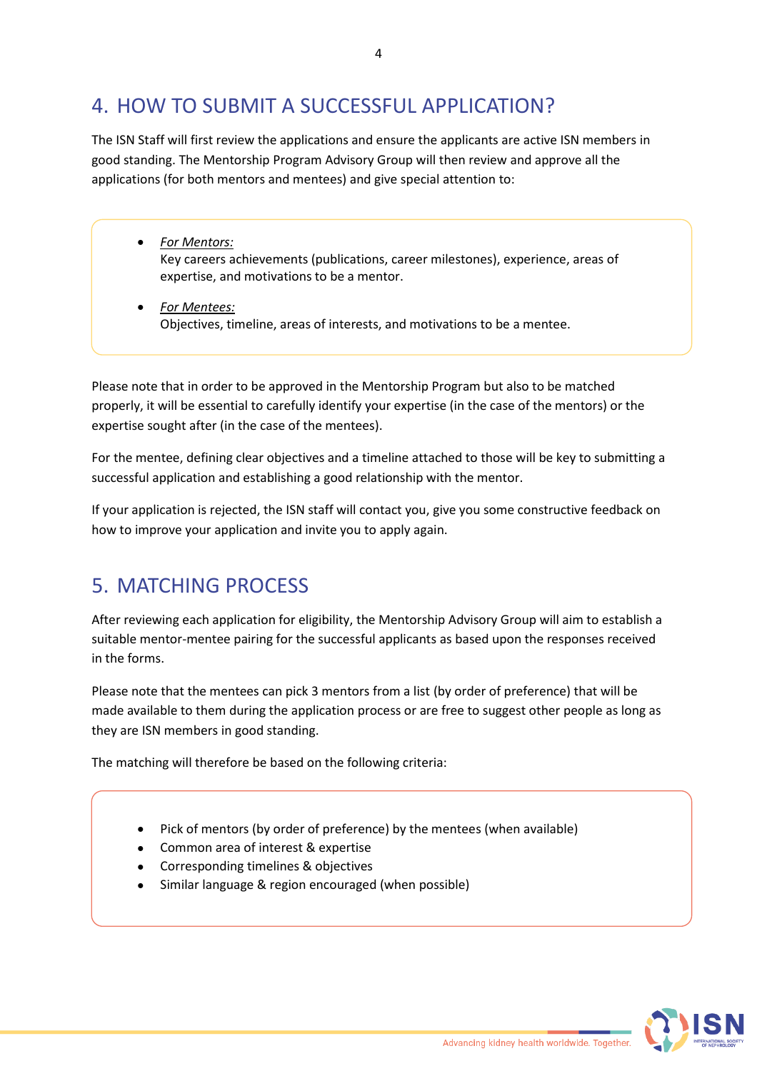## 4. HOW TO SUBMIT A SUCCESSFUL APPLICATION?

The ISN Staff will first review the applications and ensure the applicants are active ISN members in good standing. The Mentorship Program Advisory Group will then review and approve all the applications (for both mentors and mentees) and give special attention to:

- *For Mentors:*
  Key careers achievements (publications, career milestones), experience, areas of expertise, and motivations to be a mentor.

- *For Mentees:*
  Objectives, timeline, areas of interests, and motivations to be a mentee.

Please note that in order to be approved in the Mentorship Program but also to be matched properly, it will be essential to carefully identify your expertise (in the case of the mentors) or the expertise sought after (in the case of the mentees).

For the mentee, defining clear objectives and a timeline attached to those will be key to submitting a successful application and establishing a good relationship with the mentor.

If your application is rejected, the ISN staff will contact you, give you some constructive feedback on how to improve your application and invite you to apply again.

## 5. MATCHING PROCESS

After reviewing each application for eligibility, the Mentorship Advisory Group will aim to establish a suitable mentor-mentee pairing for the successful applicants as based upon the responses received in the forms.

Please note that the mentees can pick 3 mentors from a list (by order of preference) that will be made available to them during the application process or are free to suggest other people as long as they are ISN members in good standing.

The matching will therefore be based on the following criteria:

- Pick of mentors (by order of preference) by the mentees (when available)
- Common area of interest & expertise
- Corresponding timelines & objectives
- Similar language & region encouraged (when possible)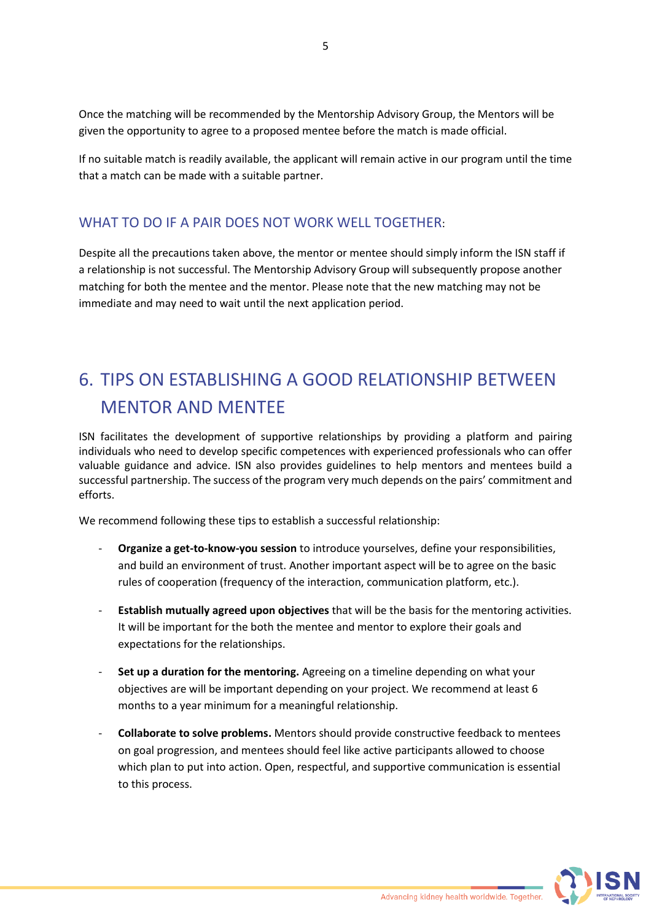Once the matching will be recommended by the Mentorship Advisory Group, the Mentors will be given the opportunity to agree to a proposed mentee before the match is made official.

If no suitable match is readily available, the applicant will remain active in our program until the time that a match can be made with a suitable partner.

### WHAT TO DO IF A PAIR DOES NOT WORK WELL TOGETHER:

Despite all the precautions taken above, the mentor or mentee should simply inform the ISN staff if a relationship is not successful. The Mentorship Advisory Group will subsequently propose another matching for both the mentee and the mentor. Please note that the new matching may not be immediate and may need to wait until the next application period.

## 6. TIPS ON ESTABLISHING A GOOD RELATIONSHIP BETWEEN MENTOR AND MENTEE

ISN facilitates the development of supportive relationships by providing a platform and pairing individuals who need to develop specific competences with experienced professionals who can offer valuable guidance and advice. ISN also provides guidelines to help mentors and mentees build a successful partnership. The success of the program very much depends on the pairs' commitment and efforts.

We recommend following these tips to establish a successful relationship:

- **Organize a get-to-know-you session** to introduce yourselves, define your responsibilities, and build an environment of trust. Another important aspect will be to agree on the basic rules of cooperation (frequency of the interaction, communication platform, etc.).
- **Establish mutually agreed upon objectives** that will be the basis for the mentoring activities. It will be important for the both the mentee and mentor to explore their goals and expectations for the relationships.
- **Set up a duration for the mentoring.** Agreeing on a timeline depending on what your objectives are will be important depending on your project. We recommend at least 6 months to a year minimum for a meaningful relationship.
- **Collaborate to solve problems.** Mentors should provide constructive feedback to mentees on goal progression, and mentees should feel like active participants allowed to choose which plan to put into action. Open, respectful, and supportive communication is essential to this process.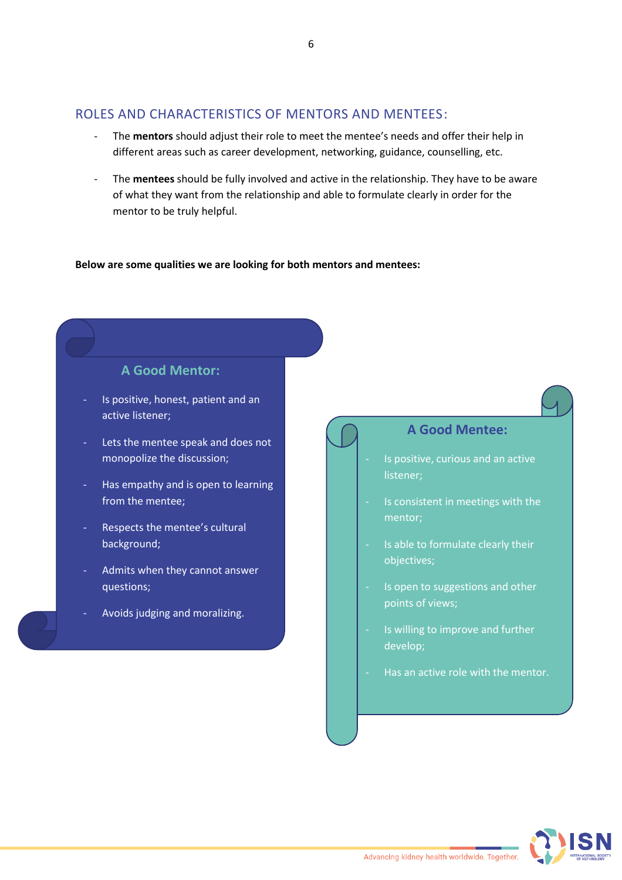## ROLES AND CHARACTERISTICS OF MENTORS AND MENTEES:

- The **mentors** should adjust their role to meet the mentee's needs and offer their help in different areas such as career development, networking, guidance, counselling, etc.
- The **mentees** should be fully involved and active in the relationship. They have to be aware of what they want from the relationship and able to formulate clearly in order for the mentor to be truly helpful.

**Below are some qualities we are looking for both mentors and mentees:**

### A Good Mentor:

- Is positive, honest, patient and an active listener;
- Lets the mentee speak and does not monopolize the discussion;
- Has empathy and is open to learning from the mentee;
- Respects the mentee's cultural background;
- Admits when they cannot answer questions;
- Avoids judging and moralizing.

### A Good Mentee:

- Is positive, curious and an active listener;
- Is consistent in meetings with the mentor;
- Is able to formulate clearly their objectives;
- Is open to suggestions and other points of views;
- Is willing to improve and further develop;
- Has an active role with the mentor.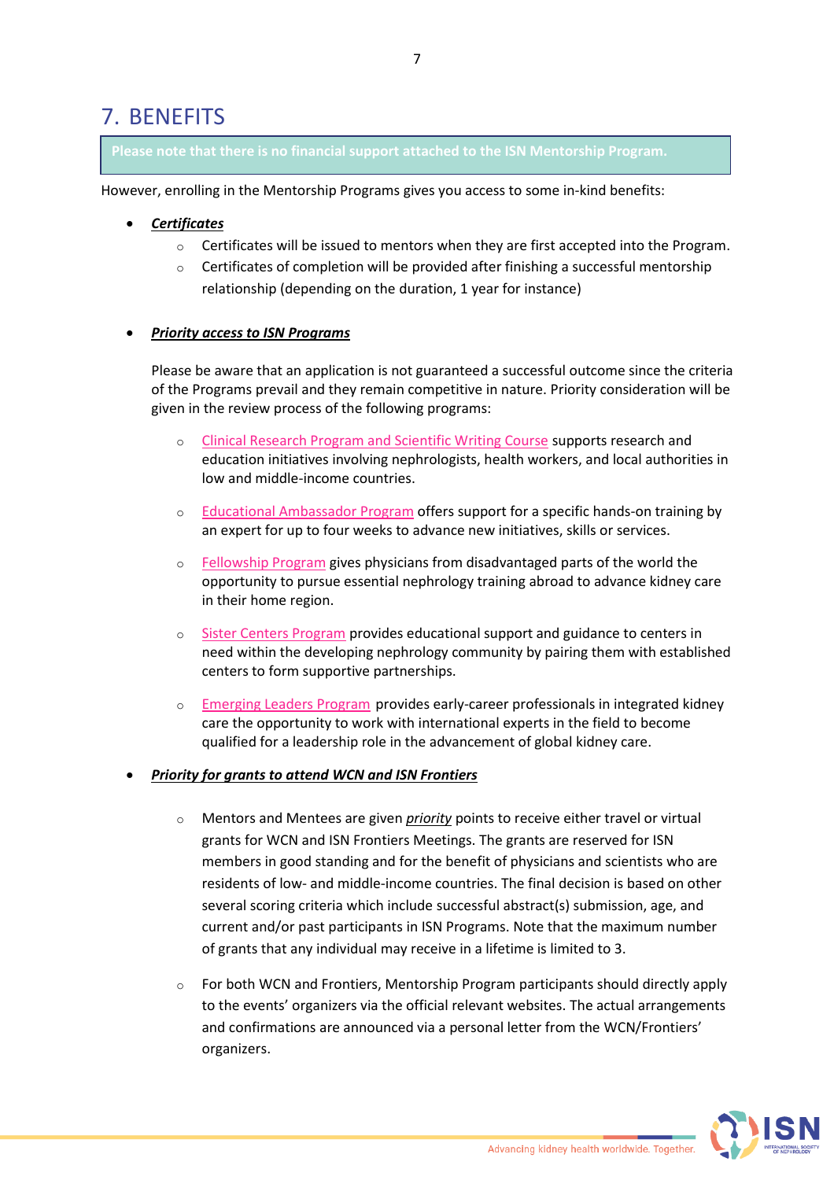# 7. BENEFITS

**Please note that there is no financial support attached to the ISN Mentorship Program.**

However, enrolling in the Mentorship Programs gives you access to some in-kind benefits:

- ***Certificates***
  - Certificates will be issued to mentors when they are first accepted into the Program.
  - Certificates of completion will be provided after finishing a successful mentorship relationship (depending on the duration, 1 year for instance)

- ***Priority access to ISN Programs***

  Please be aware that an application is not guaranteed a successful outcome since the criteria of the Programs prevail and they remain competitive in nature. Priority consideration will be given in the review process of the following programs:

  - Clinical Research Program and Scientific Writing Course supports research and education initiatives involving nephrologists, health workers, and local authorities in low and middle-income countries.
  - Educational Ambassador Program offers support for a specific hands-on training by an expert for up to four weeks to advance new initiatives, skills or services.
  - Fellowship Program gives physicians from disadvantaged parts of the world the opportunity to pursue essential nephrology training abroad to advance kidney care in their home region.
  - Sister Centers Program provides educational support and guidance to centers in need within the developing nephrology community by pairing them with established centers to form supportive partnerships.
  - Emerging Leaders Program provides early-career professionals in integrated kidney care the opportunity to work with international experts in the field to become qualified for a leadership role in the advancement of global kidney care.

- ***Priority for grants to attend WCN and ISN Frontiers***
  - Mentors and Mentees are given ***priority*** points to receive either travel or virtual grants for WCN and ISN Frontiers Meetings. The grants are reserved for ISN members in good standing and for the benefit of physicians and scientists who are residents of low- and middle-income countries. The final decision is based on other several scoring criteria which include successful abstract(s) submission, age, and current and/or past participants in ISN Programs. Note that the maximum number of grants that any individual may receive in a lifetime is limited to 3.
  - For both WCN and Frontiers, Mentorship Program participants should directly apply to the events' organizers via the official relevant websites. The actual arrangements and confirmations are announced via a personal letter from the WCN/Frontiers' organizers.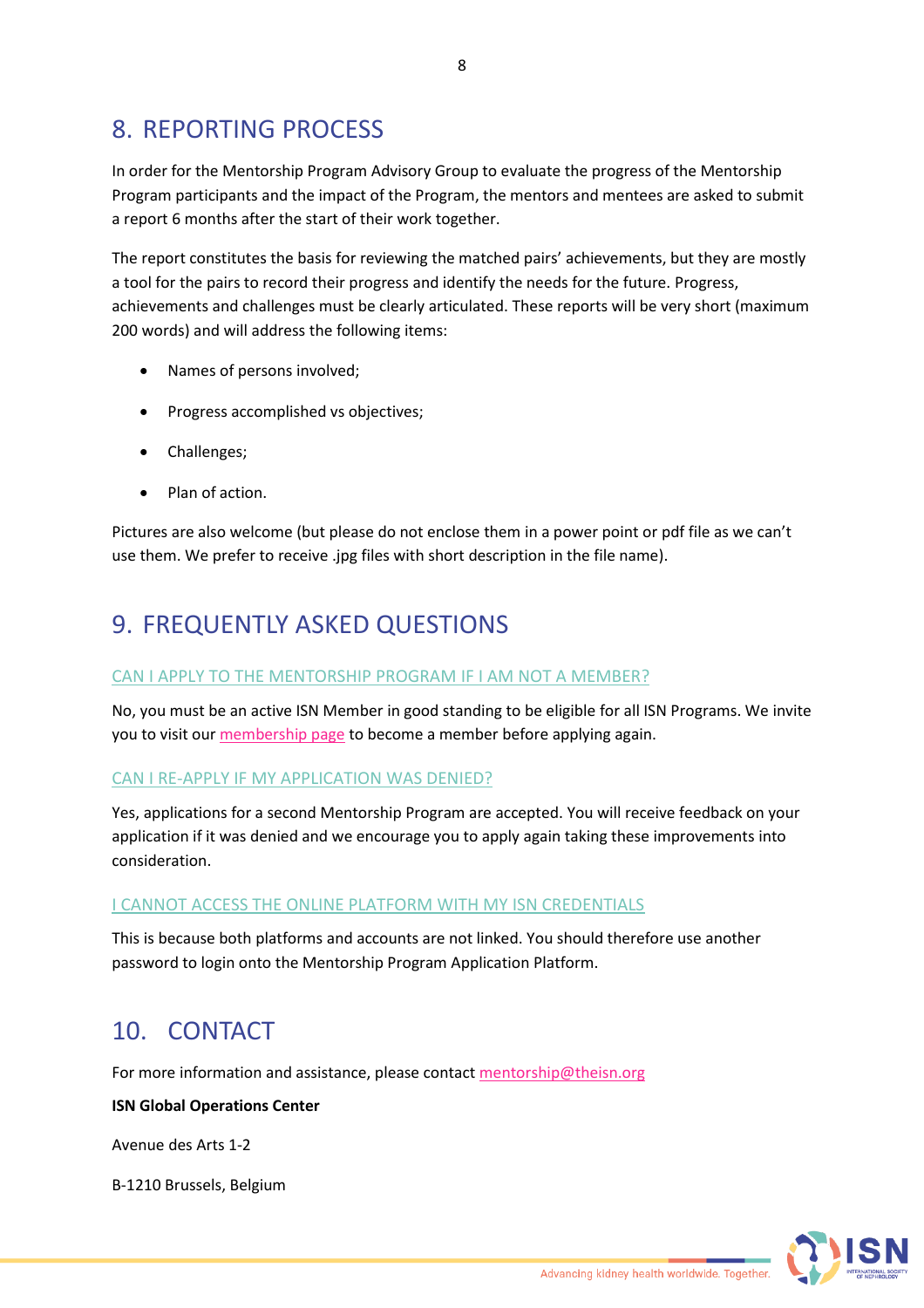# 8. REPORTING PROCESS

In order for the Mentorship Program Advisory Group to evaluate the progress of the Mentorship Program participants and the impact of the Program, the mentors and mentees are asked to submit a report 6 months after the start of their work together.

The report constitutes the basis for reviewing the matched pairs' achievements, but they are mostly a tool for the pairs to record their progress and identify the needs for the future. Progress, achievements and challenges must be clearly articulated. These reports will be very short (maximum 200 words) and will address the following items:

- Names of persons involved;
- Progress accomplished vs objectives;
- Challenges;
- Plan of action.

Pictures are also welcome (but please do not enclose them in a power point or pdf file as we can't use them. We prefer to receive .jpg files with short description in the file name).

# 9. FREQUENTLY ASKED QUESTIONS

### CAN I APPLY TO THE MENTORSHIP PROGRAM IF I AM NOT A MEMBER?

No, you must be an active ISN Member in good standing to be eligible for all ISN Programs. We invite you to visit our membership page to become a member before applying again.

### CAN I RE-APPLY IF MY APPLICATION WAS DENIED?

Yes, applications for a second Mentorship Program are accepted. You will receive feedback on your application if it was denied and we encourage you to apply again taking these improvements into consideration.

### I CANNOT ACCESS THE ONLINE PLATFORM WITH MY ISN CREDENTIALS

This is because both platforms and accounts are not linked. You should therefore use another password to login onto the Mentorship Program Application Platform.

# 10. CONTACT

For more information and assistance, please contact mentorship@theisn.org

**ISN Global Operations Center**

Avenue des Arts 1-2

B-1210 Brussels, Belgium